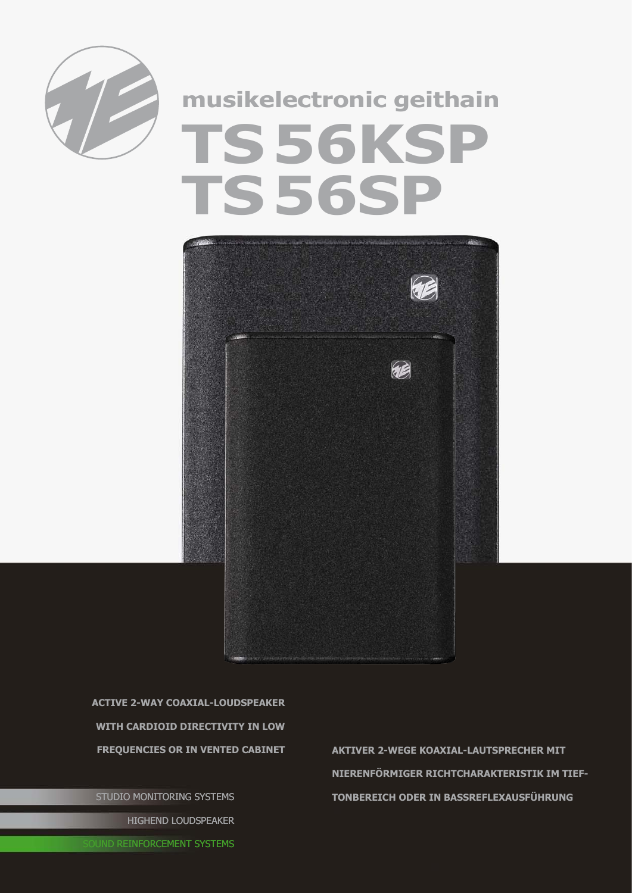musikelectronic geithain

# TS 56KSP
# TS 56SP

**ACTIVE 2-WAY COAXIAL-LOUDSPEAKER WITH CARDIOID DIRECTIVITY IN LOW FREQUENCIES OR IN VENTED CABINET**

**AKTIVER 2-WEGE KOAXIAL-LAUTSPRECHER MIT NIERENFÖRMIGER RICHTCHARAKTERISTIK IM TIEFTONBEREICH ODER IN BASSREFLEXAUSFÜHRUNG**

STUDIO MONITORING SYSTEMS

HIGHEND LOUDSPEAKER

SOUND REINFORCEMENT SYSTEMS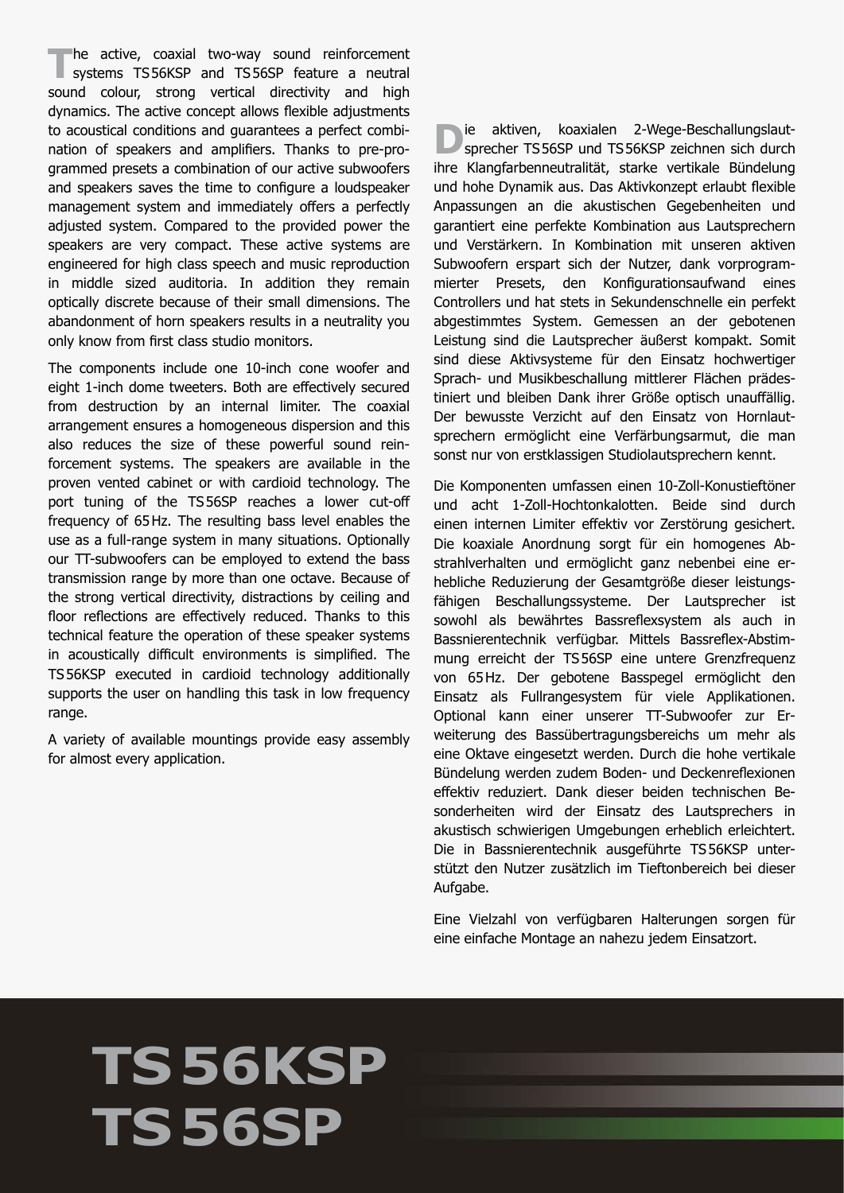The active, coaxial two-way sound reinforcement systems TS 56KSP and TS 56SP feature a neutral sound colour, strong vertical directivity and high dynamics. The active concept allows flexible adjustments to acoustical conditions and guarantees a perfect combination of speakers and amplifiers. Thanks to pre-programmed presets a combination of our active subwoofers and speakers saves the time to configure a loudspeaker management system and immediately offers a perfectly adjusted system. Compared to the provided power the speakers are very compact. These active systems are engineered for high class speech and music reproduction in middle sized auditoria. In addition they remain optically discrete because of their small dimensions. The abandonment of horn speakers results in a neutrality you only know from first class studio monitors.

The components include one 10-inch cone woofer and eight 1-inch dome tweeters. Both are effectively secured from destruction by an internal limiter. The coaxial arrangement ensures a homogeneous dispersion and this also reduces the size of these powerful sound reinforcement systems. The speakers are available in the proven vented cabinet or with cardioid technology. The port tuning of the TS 56SP reaches a lower cut-off frequency of 65 Hz. The resulting bass level enables the use as a full-range system in many situations. Optionally our TT-subwoofers can be employed to extend the bass transmission range by more than one octave. Because of the strong vertical directivity, distractions by ceiling and floor reflections are effectively reduced. Thanks to this technical feature the operation of these speaker systems in acoustically difficult environments is simplified. The TS 56KSP executed in cardioid technology additionally supports the user on handling this task in low frequency range.

A variety of available mountings provide easy assembly for almost every application.

Die aktiven, koaxialen 2-Wege-Beschallungslautsprecher TS 56SP und TS 56KSP zeichnen sich durch ihre Klangfarbenneutralität, starke vertikale Bündelung und hohe Dynamik aus. Das Aktivkonzept erlaubt flexible Anpassungen an die akustischen Gegebenheiten und garantiert eine perfekte Kombination aus Lautsprechern und Verstärkern. In Kombination mit unseren aktiven Subwoofern erspart sich der Nutzer, dank vorprogrammierter Presets, den Konfigurationsaufwand eines Controllers und hat stets in Sekundenschnelle ein perfekt abgestimmtes System. Gemessen an der gebotenen Leistung sind die Lautsprecher äußerst kompakt. Somit sind diese Aktivsysteme für den Einsatz hochwertiger Sprach- und Musikbeschallung mittlerer Flächen prädestiniert und bleiben Dank ihrer Größe optisch unauffällig. Der bewusste Verzicht auf den Einsatz von Hornlautsprechern ermöglicht eine Verfärbungsarmut, die man sonst nur von erstklassigen Studiolautsprechern kennt.

Die Komponenten umfassen einen 10-Zoll-Konustieftöner und acht 1-Zoll-Hochtonkalotten. Beide sind durch einen internen Limiter effektiv vor Zerstörung gesichert. Die koaxiale Anordnung sorgt für ein homogenes Abstrahlverhalten und ermöglicht ganz nebenbei eine erhebliche Reduzierung der Gesamtgröße dieser leistungsfähigen Beschallungssysteme. Der Lautsprecher ist sowohl als bewährtes Bassreflexsystem als auch in Bassnierentechnik verfügbar. Mittels Bassreflex-Abstimmung erreicht der TS 56SP eine untere Grenzfrequenz von 65 Hz. Der gebotene Basspegel ermöglicht den Einsatz als Fullrangesystem für viele Applikationen. Optional kann einer unserer TT-Subwoofer zur Erweiterung des Bassübertragungsbereichs um mehr als eine Oktave eingesetzt werden. Durch die hohe vertikale Bündelung werden zudem Boden- und Deckenreflexionen effektiv reduziert. Dank dieser beiden technischen Besonderheiten wird der Einsatz des Lautsprechers in akustisch schwierigen Umgebungen erheblich erleichtert. Die in Bassnierentechnik ausgeführte TS 56KSP unterstützt den Nutzer zusätzlich im Tieftonbereich bei dieser Aufgabe.

Eine Vielzahl von verfügbaren Halterungen sorgen für eine einfache Montage an nahezu jedem Einsatzort.

# TS 56KSP
# TS 56SP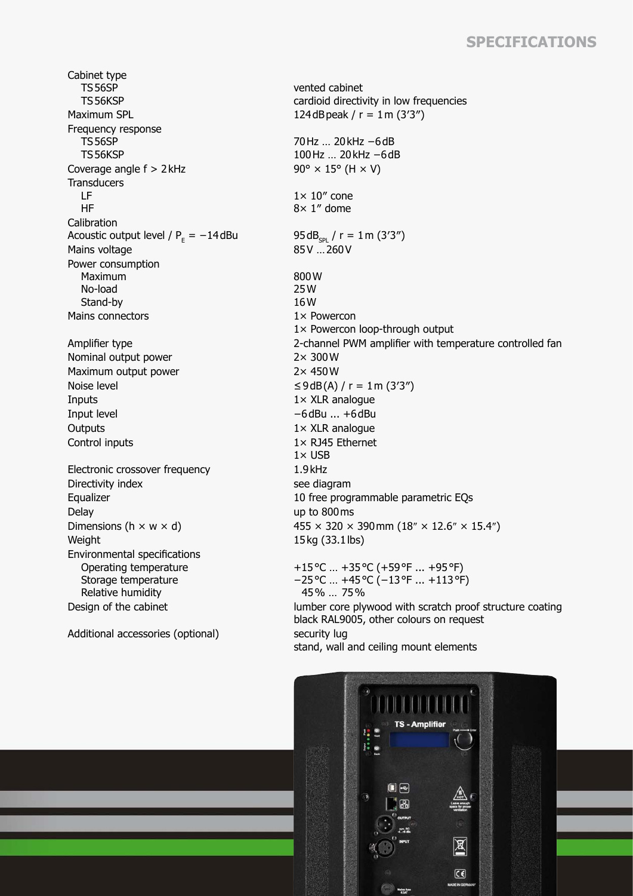## SPECIFICATIONS

| | |
|---|---|
| Cabinet type | |
| TS 56SP | vented cabinet |
| TS 56KSP | cardioid directivity in low frequencies |
| Maximum SPL | 124 dB peak / r = 1 m (3'3") |
| Frequency response | |
| TS 56SP | 70 Hz … 20 kHz −6 dB |
| TS 56KSP | 100 Hz … 20 kHz −6 dB |
| Coverage angle f > 2 kHz | 90° × 15° (H × V) |
| Transducers | |
| LF | 1× 10" cone |
| HF | 8× 1" dome |
| Calibration | |
| Acoustic output level / $P_E$ = −14 dBu | 95 $dB_{SPL}$ / r = 1 m (3'3") |
| Mains voltage | 85 V … 260 V |
| Power consumption | |
| Maximum | 800 W |
| No-load | 25 W |
| Stand-by | 16 W |
| Mains connectors | 1× Powercon<br>1× Powercon loop-through output |
| Amplifier type | 2-channel PWM amplifier with temperature controlled fan |
| Nominal output power | 2× 300 W |
| Maximum output power | 2× 450 W |
| Noise level | ≤ 9 dB(A) / r = 1 m (3'3") |
| Inputs | 1× XLR analogue |
| Input level | −6 dBu ... +6 dBu |
| Outputs | 1× XLR analogue |
| Control inputs | 1× RJ45 Ethernet<br>1× USB |
| Electronic crossover frequency | 1.9 kHz |
| Directivity index | see diagram |
| Equalizer | 10 free programmable parametric EQs |
| Delay | up to 800 ms |
| Dimensions (h × w × d) | 455 × 320 × 390 mm (18" × 12.6" × 15.4") |
| Weight | 15 kg (33.1 lbs) |
| Environmental specifications | |
| Operating temperature | +15 °C … +35 °C (+59 °F ... +95 °F) |
| Storage temperature | −25 °C … +45 °C (−13 °F ... +113 °F) |
| Relative humidity | 45 % … 75 % |
| Design of the cabinet | lumber core plywood with scratch proof structure coating<br>black RAL9005, other colours on request |
| Additional accessories (optional) | security lug<br>stand, wall and ceiling mount elements |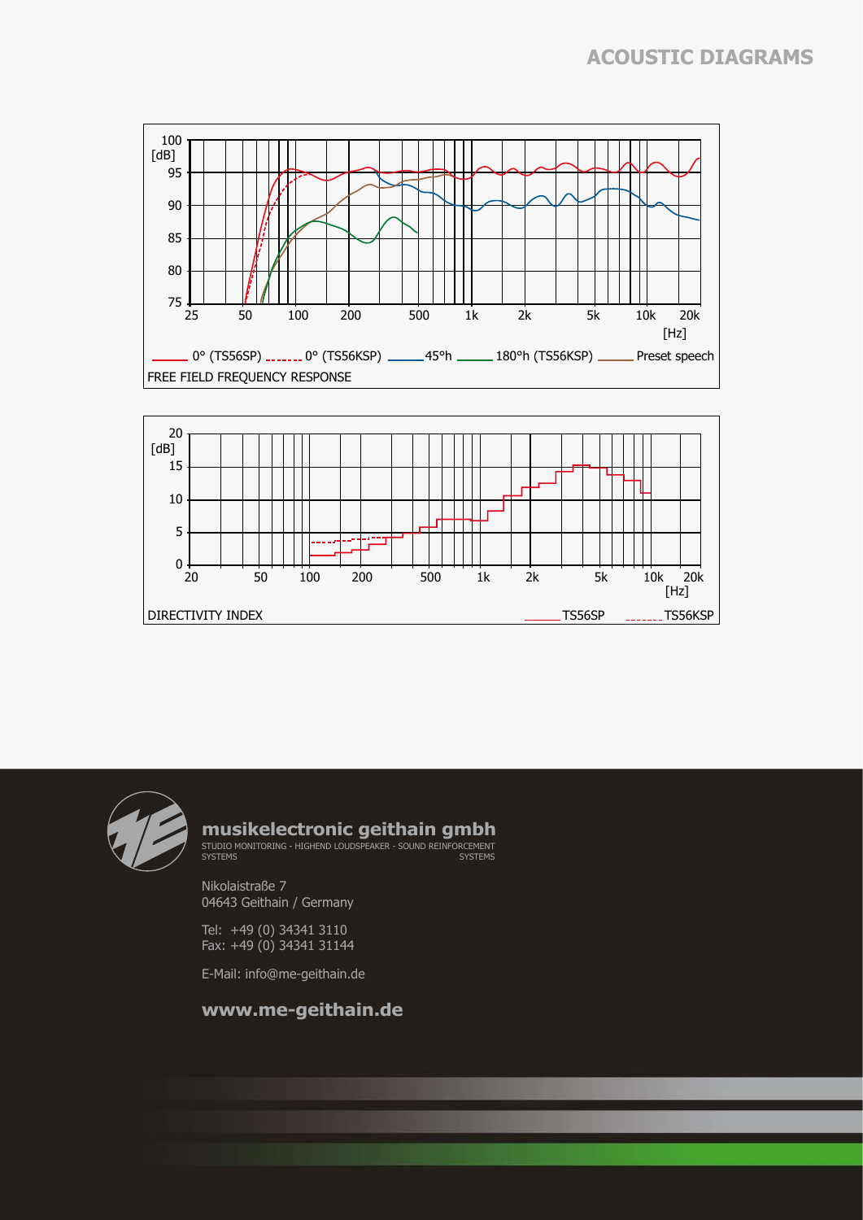# ACOUSTIC DIAGRAMS

100
[dB]
95
90
85
80
75
25 50 100 200 500 1k 2k 5k 10k 20k
[Hz]

0° (TS56SP) 0° (TS56KSP) 45°h 180°h (TS56KSP) Preset speech

FREE FIELD FREQUENCY RESPONSE

20
[dB]
15
10
5
0
20 50 100 200 500 1k 2k 5k 10k 20k
[Hz]

DIRECTIVITY INDEX TS56SP TS56KSP

**musikelectronic geithain gmbh**
STUDIO MONITORING - HIGHEND LOUDSPEAKER - SOUND REINFORCEMENT SYSTEMS SYSTEMS

Nikolaistraße 7
04643 Geithain / Germany

Tel: +49 (0) 34341 3110
Fax: +49 (0) 34341 31144

E-Mail: info@me-geithain.de

**www.me-geithain.de**